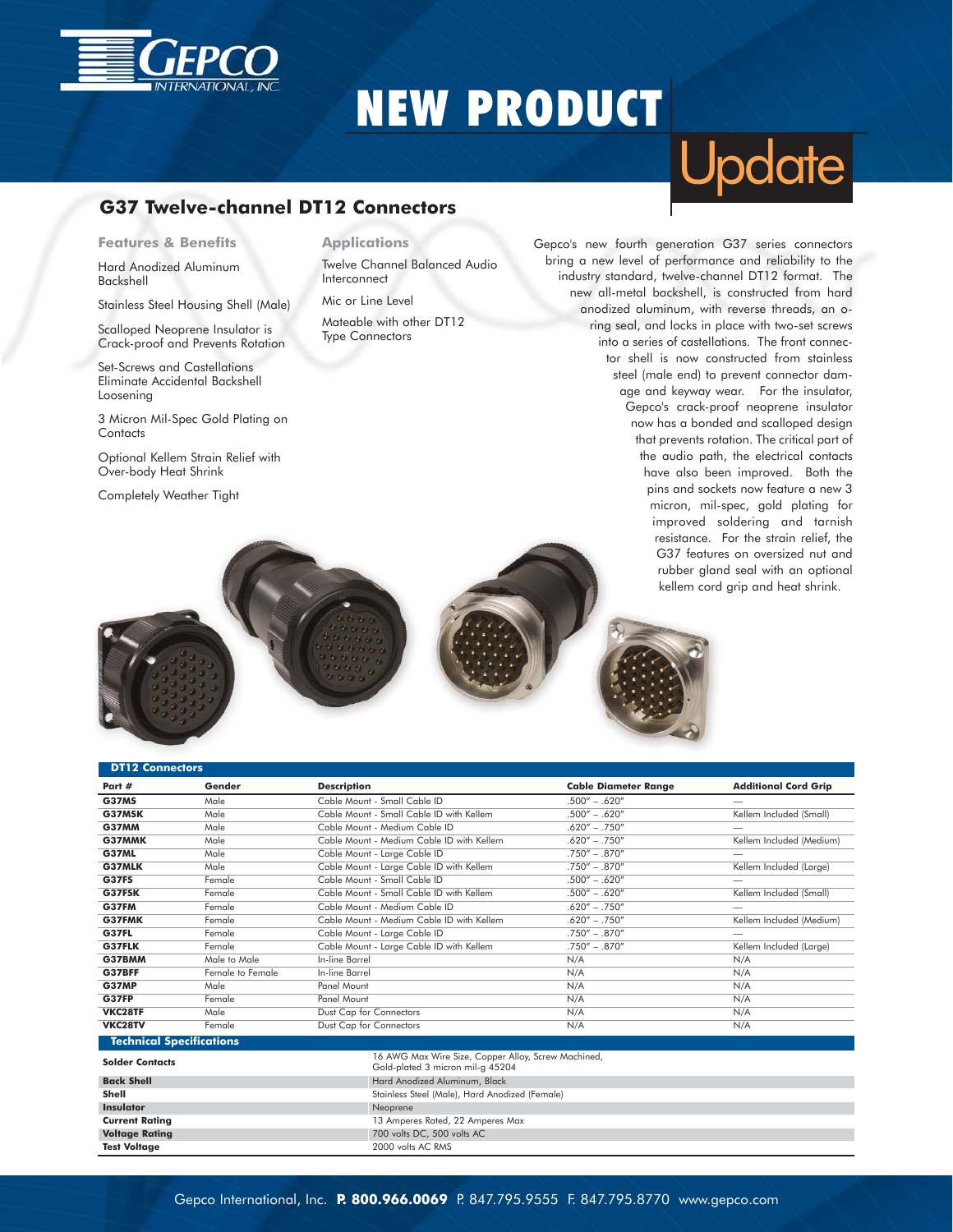GEPCO INTERNATIONAL, INC.

# NEW PRODUCT Update

## G37 Twelve-channel DT12 Connectors

### Features & Benefits

Hard Anodized Aluminum Backshell

Stainless Steel Housing Shell (Male)

Scalloped Neoprene Insulator is Crack-proof and Prevents Rotation

Set-Screws and Castellations Eliminate Accidental Backshell Loosening

3 Micron Mil-Spec Gold Plating on Contacts

Optional Kellem Strain Relief with Over-body Heat Shrink

Completely Weather Tight

### Applications

Twelve Channel Balanced Audio Interconnect

Mic or Line Level

Mateable with other DT12 Type Connectors

Gepco's new fourth generation G37 series connectors bring a new level of performance and reliability to the industry standard, twelve-channel DT12 format. The new all-metal backshell, is constructed from hard anodized aluminum, with reverse threads, an o-ring seal, and locks in place with two-set screws into a series of castellations. The front connector shell is now constructed from stainless steel (male end) to prevent connector damage and keyway wear. For the insulator, Gepco's crack-proof neoprene insulator now has a bonded and scalloped design that prevents rotation. The critical part of the audio path, the electrical contacts have also been improved. Both the pins and sockets now feature a new 3 micron, mil-spec, gold plating for improved soldering and tarnish resistance. For the strain relief, the G37 features on oversized nut and rubber gland seal with an optional kellem cord grip and heat shrink.

### DT12 Connectors

| Part # | Gender | Description | Cable Diameter Range | Additional Cord Grip |
|---|---|---|---|---|
| **G37MS** | Male | Cable Mount - Small Cable ID | .500" – .620" | — |
| **G37MSK** | Male | Cable Mount - Small Cable ID with Kellem | .500" – .620" | Kellem Included (Small) |
| **G37MM** | Male | Cable Mount - Medium Cable ID | .620" – .750" | — |
| **G37MMK** | Male | Cable Mount - Medium Cable ID with Kellem | .620" – .750" | Kellem Included (Medium) |
| **G37ML** | Male | Cable Mount - Large Cable ID | .750" – .870" | — |
| **G37MLK** | Male | Cable Mount - Large Cable ID with Kellem | .750" – .870" | Kellem Included (Large) |
| **G37FS** | Female | Cable Mount - Small Cable ID | .500" – .620" | — |
| **G37FSK** | Female | Cable Mount - Small Cable ID with Kellem | .500" – .620" | Kellem Included (Small) |
| **G37FM** | Female | Cable Mount - Medium Cable ID | .620" – .750" | — |
| **G37FMK** | Female | Cable Mount - Medium Cable ID with Kellem | .620" – .750" | Kellem Included (Medium) |
| **G37FL** | Female | Cable Mount - Large Cable ID | .750" – .870" | — |
| **G37FLK** | Female | Cable Mount - Large Cable ID with Kellem | .750" – .870" | Kellem Included (Large) |
| **G37BMM** | Male to Male | In-line Barrel | N/A | N/A |
| **G37BFF** | Female to Female | In-line Barrel | N/A | N/A |
| **G37MP** | Male | Panel Mount | N/A | N/A |
| **G37FP** | Female | Panel Mount | N/A | N/A |
| **VKC28TF** | Male | Dust Cap for Connectors | N/A | N/A |
| **VKC28TV** | Female | Dust Cap for Connectors | N/A | N/A |

### Technical Specifications

| | |
|---|---|
| **Solder Contacts** | 16 AWG Max Wire Size, Copper Alloy, Screw Machined, Gold-plated 3 micron mil-g 45204 |
| **Back Shell** | Hard Anodized Aluminum, Black |
| **Shell** | Stainless Steel (Male), Hard Anodized (Female) |
| **Insulator** | Neoprene |
| **Current Rating** | 13 Amperes Rated, 22 Amperes Max |
| **Voltage Rating** | 700 volts DC, 500 volts AC |
| **Test Voltage** | 2000 volts AC RMS |

Gepco International, Inc. **P. 800.966.0069** P. 847.795.9555 F. 847.795.8770 www.gepco.com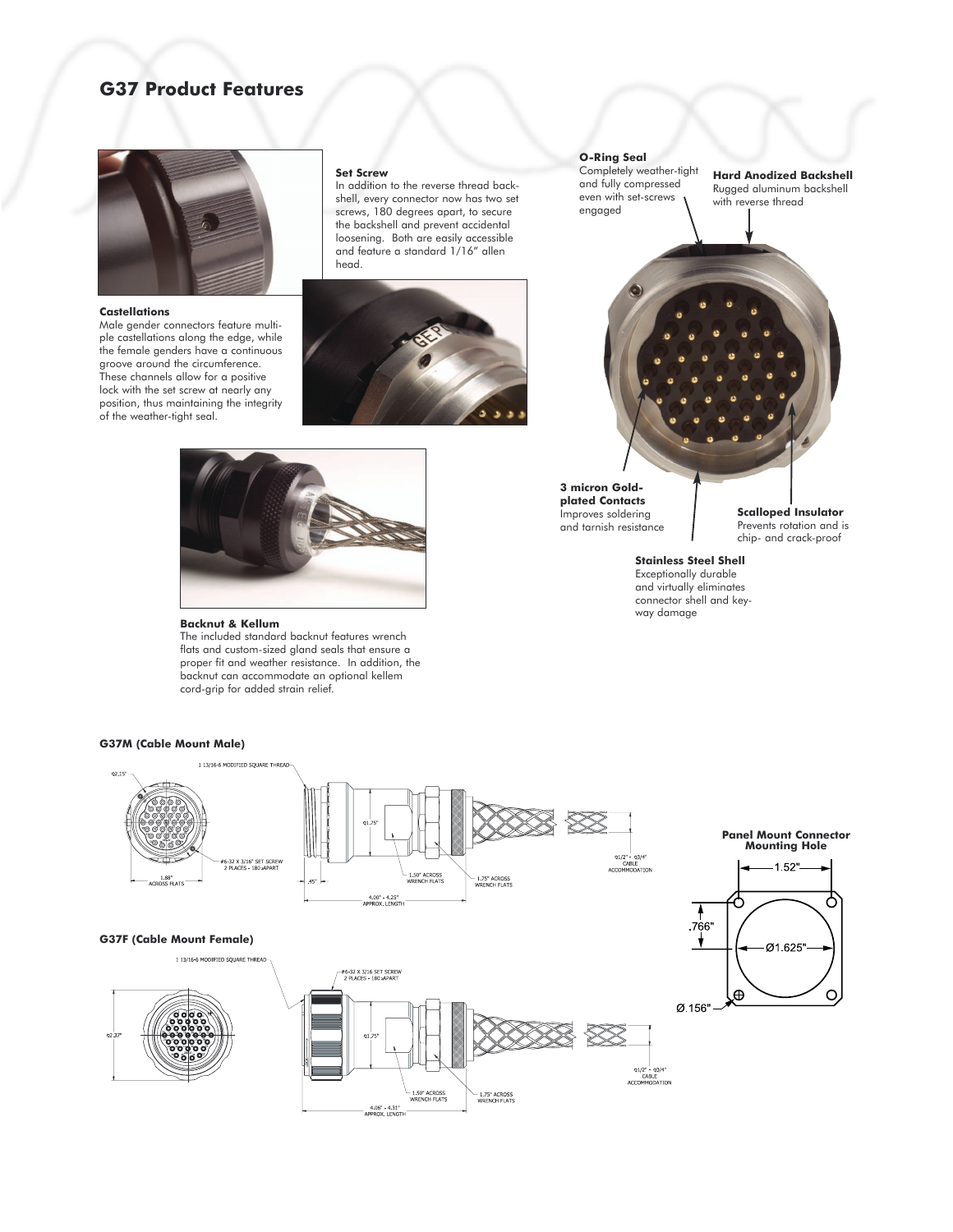# G37 Product Features

**Set Screw**
In addition to the reverse thread backshell, every connector now has two set screws, 180 degrees apart, to secure the backshell and prevent accidental loosening. Both are easily accessible and feature a standard 1/16" allen head.

**Castellations**
Male gender connectors feature multiple castellations along the edge, while the female genders have a continuous groove around the circumference. These channels allow for a positive lock with the set screw at nearly any position, thus maintaining the integrity of the weather-tight seal.

**O-Ring Seal**
Completely weather-tight and fully compressed even with set-screws engaged

**Hard Anodized Backshell**
Rugged aluminum backshell with reverse thread

**3 micron Gold-plated Contacts**
Improves soldering and tarnish resistance

**Scalloped Insulator**
Prevents rotation and is chip- and crack-proof

**Stainless Steel Shell**
Exceptionally durable and virtually eliminates connector shell and keyway damage

**Backnut & Kellum**
The included standard backnut features wrench flats and custom-sized gland seals that ensure a proper fit and weather resistance. In addition, the backnut can accommodate an optional kellem cord-grip for added strain relief.

**G37M (Cable Mount Male)**

1 13/16-6 MODIFIED SQUARE THREAD
Ø2.15"
#6-32 X 3/16" SET SCREW 2 PLACES - 180 ±APART
1.88" ACROSS FLATS
.45"
Ø1.75"
1.50" ACROSS WRENCH FLATS
1.75" ACROSS WRENCH FLATS
4.20" - 4.25" APPROX. LENGTH
Ø1/2" - Ø3/4" CABLE ACCOMMODATION

**G37F (Cable Mount Female)**

1 13/16-6 MODIFIED SQUARE THREAD
#6-32 X 3/16 SET SCREW 2 PLACES - 180 ±APART
Ø2.37"
Ø1.75"
1.50" ACROSS WRENCH FLATS
1.75" ACROSS WRENCH FLATS
4.06" - 4.31" APPROX. LENGTH
Ø1/2" - Ø3/4" CABLE ACCOMMODATION

**Panel Mount Connector Mounting Hole**

1.52"
.766"
Ø1.625"
Ø.156"